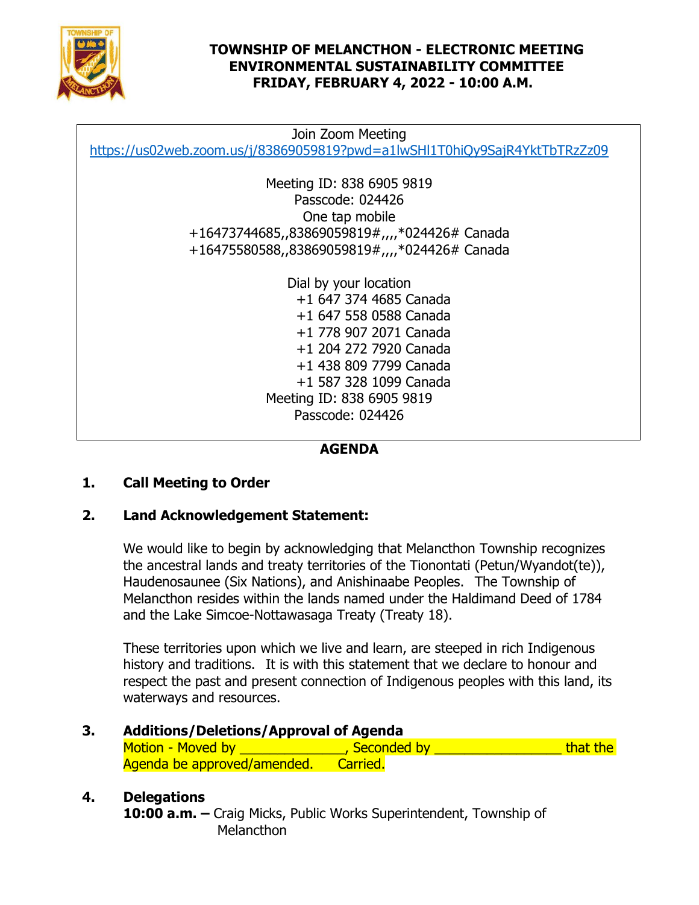# TOWNSHIP OF MELANCTHON - ELECTRONIC MEETING
## ENVIRONMENTAL SUSTAINABILITY COMMITTEE
## FRIDAY, FEBRUARY 4, 2022 - 10:00 A.M.

Join Zoom Meeting
https://us02web.zoom.us/j/83869059819?pwd=a1lwSHl1T0hiQy9SajR4YktTbTRzZz09

Meeting ID: 838 6905 9819
Passcode: 024426
One tap mobile
+16473744685,,83869059819#,,,,*024426# Canada
+16475580588,,83869059819#,,,,*024426# Canada

Dial by your location
+1 647 374 4685 Canada
+1 647 558 0588 Canada
+1 778 907 2071 Canada
+1 204 272 7920 Canada
+1 438 809 7799 Canada
+1 587 328 1099 Canada
Meeting ID: 838 6905 9819
Passcode: 024426

## AGENDA

**1. Call Meeting to Order**

**2. Land Acknowledgement Statement:**

We would like to begin by acknowledging that Melancthon Township recognizes the ancestral lands and treaty territories of the Tionontati (Petun/Wyandot(te)), Haudenosaunee (Six Nations), and Anishinaabe Peoples. The Township of Melancthon resides within the lands named under the Haldimand Deed of 1784 and the Lake Simcoe-Nottawasaga Treaty (Treaty 18).

These territories upon which we live and learn, are steeped in rich Indigenous history and traditions. It is with this statement that we declare to honour and respect the past and present connection of Indigenous peoples with this land, its waterways and resources.

**3. Additions/Deletions/Approval of Agenda**

Motion - Moved by _______________, Seconded by __________________ that the Agenda be approved/amended. Carried.

**4. Delegations**

**10:00 a.m. –** Craig Micks, Public Works Superintendent, Township of Melancthon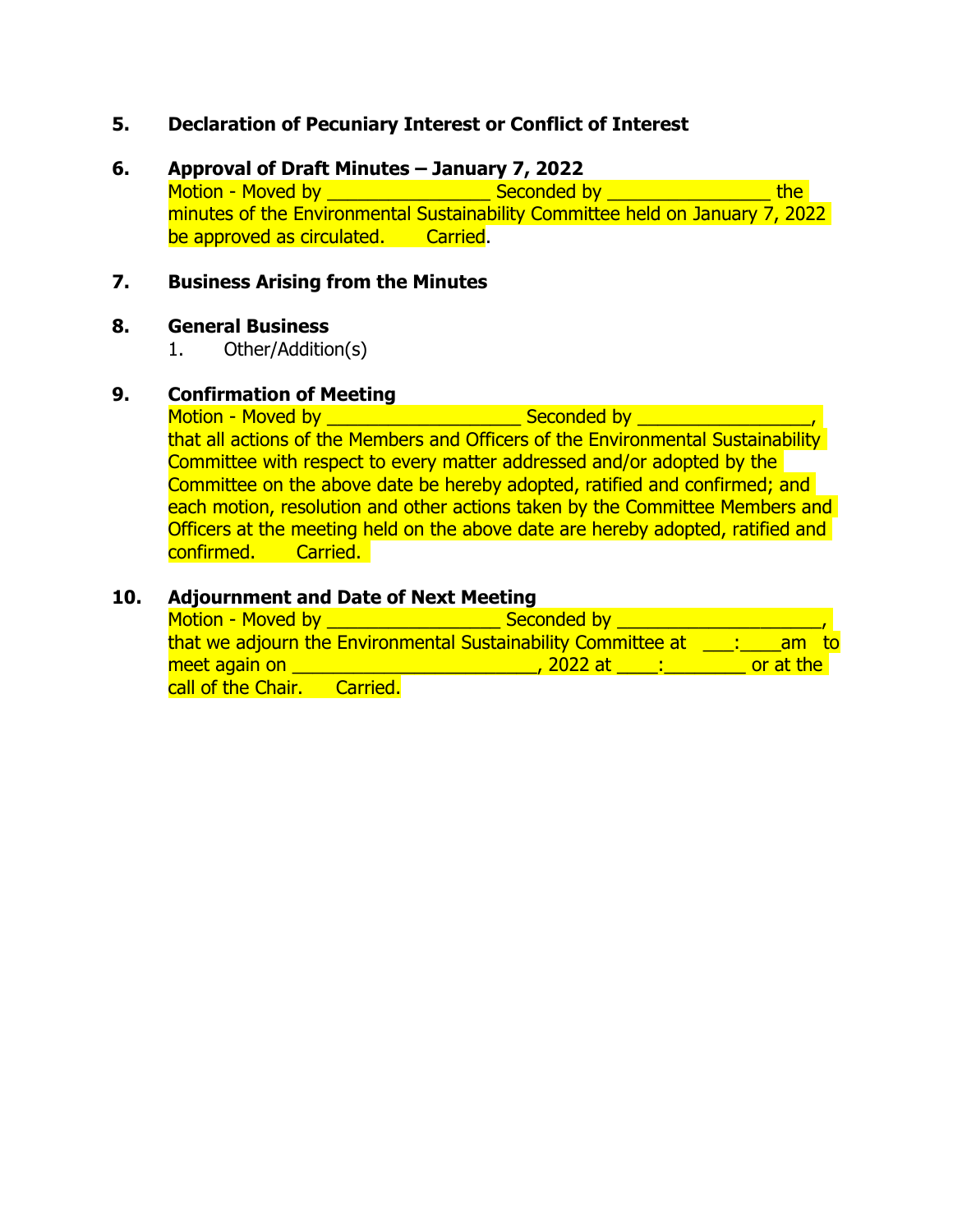**5. Declaration of Pecuniary Interest or Conflict of Interest**

**6. Approval of Draft Minutes – January 7, 2022**

Motion - Moved by ________________ Seconded by ________________ the minutes of the Environmental Sustainability Committee held on January 7, 2022 be approved as circulated. Carried.

**7. Business Arising from the Minutes**

**8. General Business**

1. Other/Addition(s)

**9. Confirmation of Meeting**

Motion - Moved by ___________________ Seconded by _________________, that all actions of the Members and Officers of the Environmental Sustainability Committee with respect to every matter addressed and/or adopted by the Committee on the above date be hereby adopted, ratified and confirmed; and each motion, resolution and other actions taken by the Committee Members and Officers at the meeting held on the above date are hereby adopted, ratified and confirmed. Carried.

**10. Adjournment and Date of Next Meeting**

Motion - Moved by _________________ Seconded by ____________________, that we adjourn the Environmental Sustainability Committee at ___:____am to meet again on ________________________, 2022 at ____:________ or at the call of the Chair. Carried.